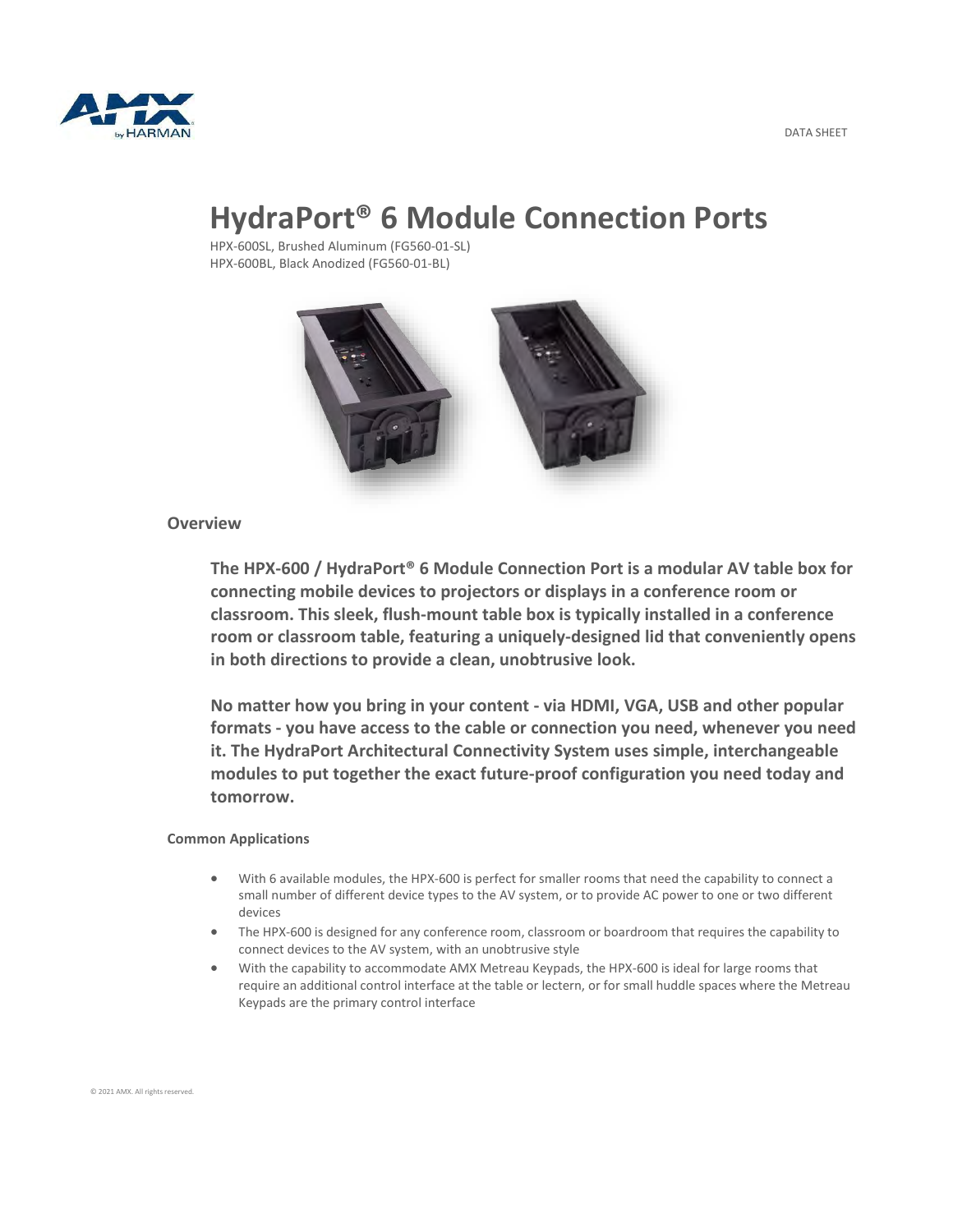DATA SHEET

# HydraPort® 6 Module Connection Ports

HPX-600SL, Brushed Aluminum (FG560-01-SL)
HPX-600BL, Black Anodized (FG560-01-BL)

## Overview

**The HPX-600 / HydraPort® 6 Module Connection Port is a modular AV table box for connecting mobile devices to projectors or displays in a conference room or classroom. This sleek, flush-mount table box is typically installed in a conference room or classroom table, featuring a uniquely-designed lid that conveniently opens in both directions to provide a clean, unobtrusive look.**

**No matter how you bring in your content - via HDMI, VGA, USB and other popular formats - you have access to the cable or connection you need, whenever you need it. The HydraPort Architectural Connectivity System uses simple, interchangeable modules to put together the exact future-proof configuration you need today and tomorrow.**

### Common Applications

- With 6 available modules, the HPX-600 is perfect for smaller rooms that need the capability to connect a small number of different device types to the AV system, or to provide AC power to one or two different devices
- The HPX-600 is designed for any conference room, classroom or boardroom that requires the capability to connect devices to the AV system, with an unobtrusive style
- With the capability to accommodate AMX Metreau Keypads, the HPX-600 is ideal for large rooms that require an additional control interface at the table or lectern, or for small huddle spaces where the Metreau Keypads are the primary control interface

© 2021 AMX. All rights reserved.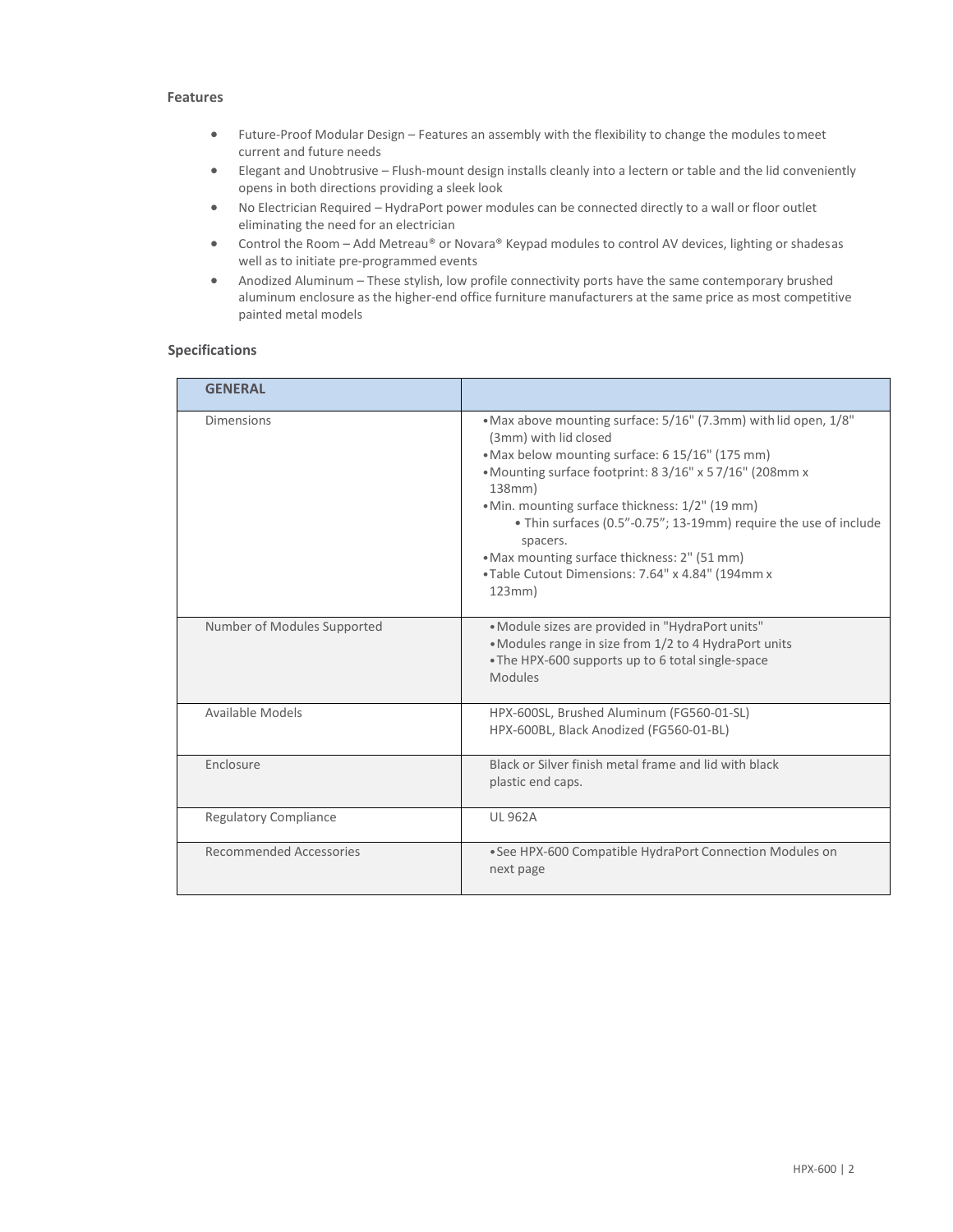### Features

- Future-Proof Modular Design – Features an assembly with the flexibility to change the modules to meet current and future needs
- Elegant and Unobtrusive – Flush-mount design installs cleanly into a lectern or table and the lid conveniently opens in both directions providing a sleek look
- No Electrician Required – HydraPort power modules can be connected directly to a wall or floor outlet eliminating the need for an electrician
- Control the Room – Add Metreau® or Novara® Keypad modules to control AV devices, lighting or shades as well as to initiate pre-programmed events
- Anodized Aluminum – These stylish, low profile connectivity ports have the same contemporary brushed aluminum enclosure as the higher-end office furniture manufacturers at the same price as most competitive painted metal models

### Specifications

| GENERAL | |
|---|---|
| Dimensions | • Max above mounting surface: 5/16" (7.3mm) with lid open, 1/8" (3mm) with lid closed<br>• Max below mounting surface: 6 15/16" (175 mm)<br>• Mounting surface footprint: 8 3/16" x 5 7/16" (208mm x 138mm)<br>• Min. mounting surface thickness: 1/2" (19 mm)<br>  • Thin surfaces (0.5"-0.75"; 13-19mm) require the use of include spacers.<br>• Max mounting surface thickness: 2" (51 mm)<br>• Table Cutout Dimensions: 7.64" x 4.84" (194mm x 123mm) |
| Number of Modules Supported | • Module sizes are provided in "HydraPort units"<br>• Modules range in size from 1/2 to 4 HydraPort units<br>• The HPX-600 supports up to 6 total single-space Modules |
| Available Models | HPX-600SL, Brushed Aluminum (FG560-01-SL)<br>HPX-600BL, Black Anodized (FG560-01-BL) |
| Enclosure | Black or Silver finish metal frame and lid with black plastic end caps. |
| Regulatory Compliance | UL 962A |
| Recommended Accessories | • See HPX-600 Compatible HydraPort Connection Modules on next page |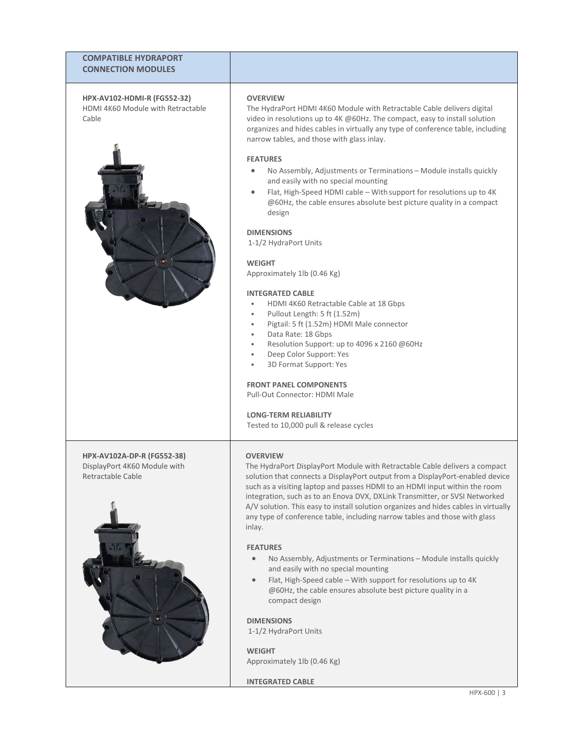| COMPATIBLE HYDRAPORT CONNECTION MODULES | |
|---|---|
| **HPX-AV102-HDMI-R (FG552-32)**<br>HDMI 4K60 Module with Retractable Cable | **OVERVIEW**<br>The HydraPort HDMI 4K60 Module with Retractable Cable delivers digital video in resolutions up to 4K @60Hz. The compact, easy to install solution organizes and hides cables in virtually any type of conference table, including narrow tables, and those with glass inlay.<br><br>**FEATURES**<br>• No Assembly, Adjustments or Terminations – Module installs quickly and easily with no special mounting<br>• Flat, High-Speed HDMI cable – With support for resolutions up to 4K @60Hz, the cable ensures absolute best picture quality in a compact design<br><br>**DIMENSIONS**<br>1-1/2 HydraPort Units<br><br>**WEIGHT**<br>Approximately 1lb (0.46 Kg)<br><br>**INTEGRATED CABLE**<br>• HDMI 4K60 Retractable Cable at 18 Gbps<br>• Pullout Length: 5 ft (1.52m)<br>• Pigtail: 5 ft (1.52m) HDMI Male connector<br>• Data Rate: 18 Gbps<br>• Resolution Support: up to 4096 x 2160 @60Hz<br>• Deep Color Support: Yes<br>• 3D Format Support: Yes<br><br>**FRONT PANEL COMPONENTS**<br>Pull-Out Connector: HDMI Male<br><br>**LONG-TERM RELIABILITY**<br>Tested to 10,000 pull & release cycles |
| **HPX-AV102A-DP-R (FG552-38)**<br>DisplayPort 4K60 Module with Retractable Cable | **OVERVIEW**<br>The HydraPort DisplayPort Module with Retractable Cable delivers a compact solution that connects a DisplayPort output from a DisplayPort-enabled device such as a visiting laptop and passes HDMI to an HDMI input within the room integration, such as to an Enova DVX, DXLink Transmitter, or SVSI Networked A/V solution. This easy to install solution organizes and hides cables in virtually any type of conference table, including narrow tables and those with glass inlay.<br><br>**FEATURES**<br>• No Assembly, Adjustments or Terminations – Module installs quickly and easily with no special mounting<br>• Flat, High-Speed cable – With support for resolutions up to 4K @60Hz, the cable ensures absolute best picture quality in a compact design<br><br>**DIMENSIONS**<br>1-1/2 HydraPort Units<br><br>**WEIGHT**<br>Approximately 1lb (0.46 Kg)<br><br>**INTEGRATED CABLE** |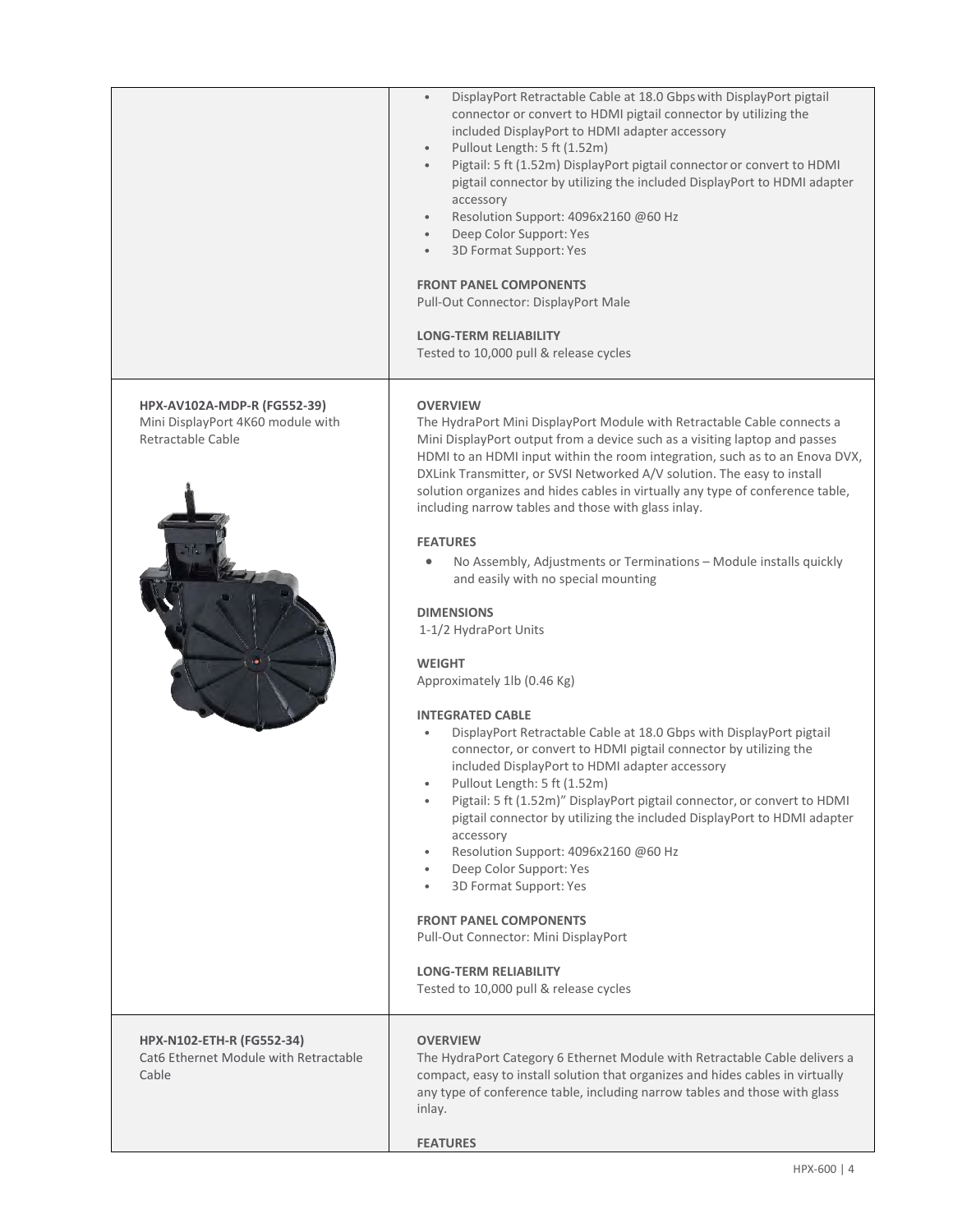| | |
|---|---|
| | • DisplayPort Retractable Cable at 18.0 Gbps with DisplayPort pigtail connector or convert to HDMI pigtail connector by utilizing the included DisplayPort to HDMI adapter accessory<br>• Pullout Length: 5 ft (1.52m)<br>• Pigtail: 5 ft (1.52m) DisplayPort pigtail connector or convert to HDMI pigtail connector by utilizing the included DisplayPort to HDMI adapter accessory<br>• Resolution Support: 4096x2160 @60 Hz<br>• Deep Color Support: Yes<br>• 3D Format Support: Yes<br><br>**FRONT PANEL COMPONENTS**<br>Pull-Out Connector: DisplayPort Male<br><br>**LONG-TERM RELIABILITY**<br>Tested to 10,000 pull & release cycles |
| **HPX-AV102A-MDP-R (FG552-39)**<br>Mini DisplayPort 4K60 module with Retractable Cable | **OVERVIEW**<br>The HydraPort Mini DisplayPort Module with Retractable Cable connects a Mini DisplayPort output from a device such as a visiting laptop and passes HDMI to an HDMI input within the room integration, such as to an Enova DVX, DXLink Transmitter, or SVSI Networked A/V solution. The easy to install solution organizes and hides cables in virtually any type of conference table, including narrow tables and those with glass inlay.<br><br>**FEATURES**<br>• No Assembly, Adjustments or Terminations – Module installs quickly and easily with no special mounting<br><br>**DIMENSIONS**<br>1-1/2 HydraPort Units<br><br>**WEIGHT**<br>Approximately 1lb (0.46 Kg)<br><br>**INTEGRATED CABLE**<br>• DisplayPort Retractable Cable at 18.0 Gbps with DisplayPort pigtail connector, or convert to HDMI pigtail connector by utilizing the included DisplayPort to HDMI adapter accessory<br>• Pullout Length: 5 ft (1.52m)<br>• Pigtail: 5 ft (1.52m)" DisplayPort pigtail connector, or convert to HDMI pigtail connector by utilizing the included DisplayPort to HDMI adapter accessory<br>• Resolution Support: 4096x2160 @60 Hz<br>• Deep Color Support: Yes<br>• 3D Format Support: Yes<br><br>**FRONT PANEL COMPONENTS**<br>Pull-Out Connector: Mini DisplayPort<br><br>**LONG-TERM RELIABILITY**<br>Tested to 10,000 pull & release cycles |
| **HPX-N102-ETH-R (FG552-34)**<br>Cat6 Ethernet Module with Retractable Cable | **OVERVIEW**<br>The HydraPort Category 6 Ethernet Module with Retractable Cable delivers a compact, easy to install solution that organizes and hides cables in virtually any type of conference table, including narrow tables and those with glass inlay.<br><br>**FEATURES** |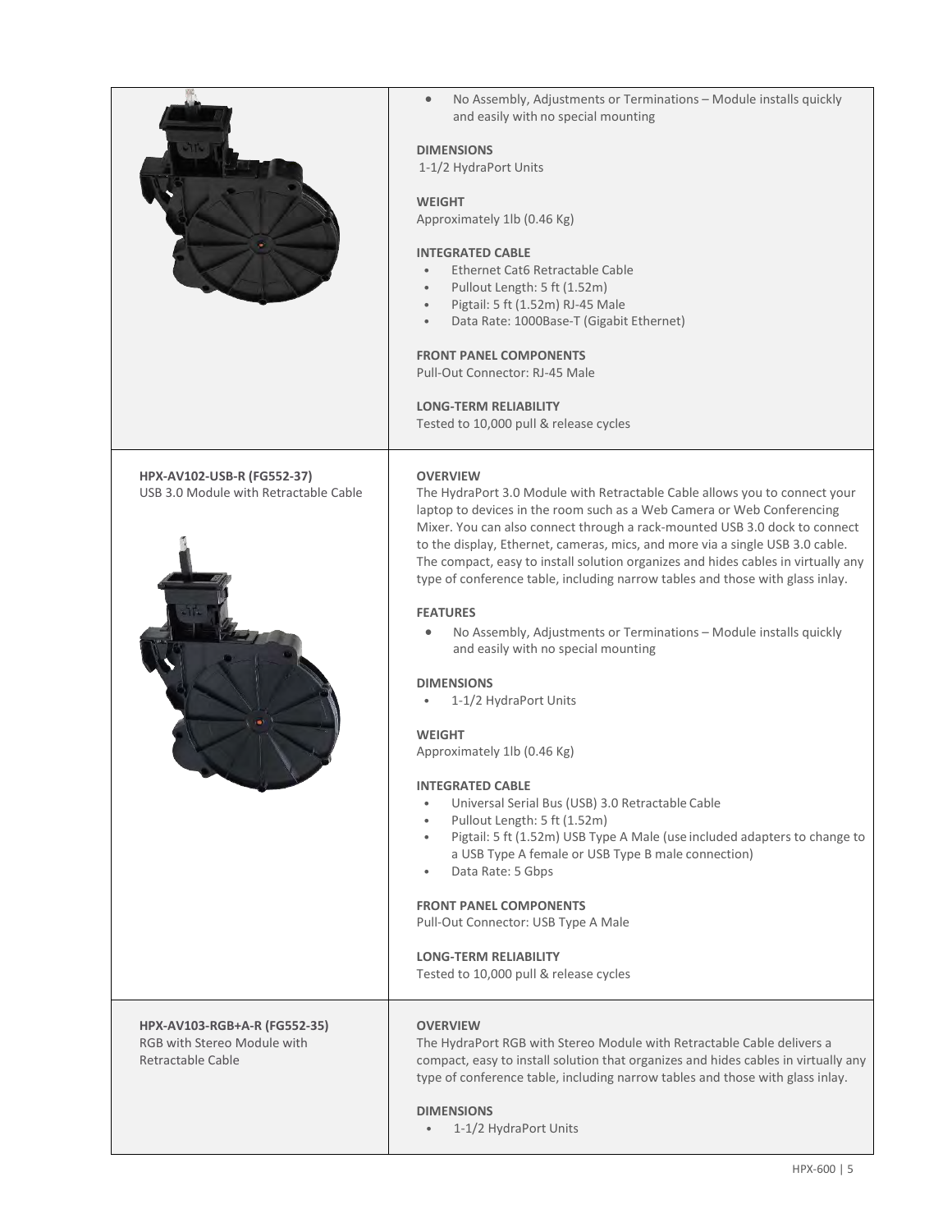| | |
|---|---|
| | • No Assembly, Adjustments or Terminations – Module installs quickly and easily with no special mounting<br><br>**DIMENSIONS**<br>1-1/2 HydraPort Units<br><br>**WEIGHT**<br>Approximately 1lb (0.46 Kg)<br><br>**INTEGRATED CABLE**<br>• Ethernet Cat6 Retractable Cable<br>• Pullout Length: 5 ft (1.52m)<br>• Pigtail: 5 ft (1.52m) RJ-45 Male<br>• Data Rate: 1000Base-T (Gigabit Ethernet)<br><br>**FRONT PANEL COMPONENTS**<br>Pull-Out Connector: RJ-45 Male<br><br>**LONG-TERM RELIABILITY**<br>Tested to 10,000 pull & release cycles |
| **HPX-AV102-USB-R (FG552-37)**<br>USB 3.0 Module with Retractable Cable | **OVERVIEW**<br>The HydraPort 3.0 Module with Retractable Cable allows you to connect your laptop to devices in the room such as a Web Camera or Web Conferencing Mixer. You can also connect through a rack-mounted USB 3.0 dock to connect to the display, Ethernet, cameras, mics, and more via a single USB 3.0 cable. The compact, easy to install solution organizes and hides cables in virtually any type of conference table, including narrow tables and those with glass inlay.<br><br>**FEATURES**<br>• No Assembly, Adjustments or Terminations – Module installs quickly and easily with no special mounting<br><br>**DIMENSIONS**<br>• 1-1/2 HydraPort Units<br><br>**WEIGHT**<br>Approximately 1lb (0.46 Kg)<br><br>**INTEGRATED CABLE**<br>• Universal Serial Bus (USB) 3.0 Retractable Cable<br>• Pullout Length: 5 ft (1.52m)<br>• Pigtail: 5 ft (1.52m) USB Type A Male (use included adapters to change to a USB Type A female or USB Type B male connection)<br>• Data Rate: 5 Gbps<br><br>**FRONT PANEL COMPONENTS**<br>Pull-Out Connector: USB Type A Male<br><br>**LONG-TERM RELIABILITY**<br>Tested to 10,000 pull & release cycles |
| **HPX-AV103-RGB+A-R (FG552-35)**<br>RGB with Stereo Module with Retractable Cable | **OVERVIEW**<br>The HydraPort RGB with Stereo Module with Retractable Cable delivers a compact, easy to install solution that organizes and hides cables in virtually any type of conference table, including narrow tables and those with glass inlay.<br><br>**DIMENSIONS**<br>• 1-1/2 HydraPort Units |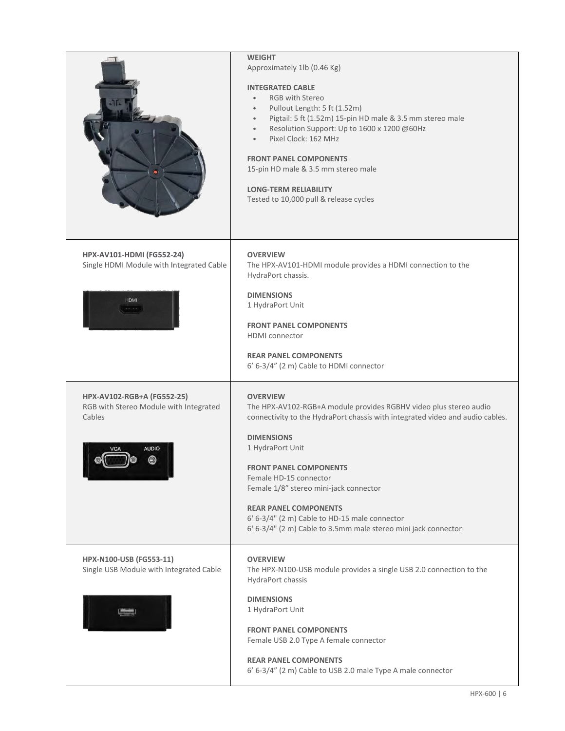**WEIGHT**
Approximately 1lb (0.46 Kg)

**INTEGRATED CABLE**

- RGB with Stereo
- Pullout Length: 5 ft (1.52m)
- Pigtail: 5 ft (1.52m) 15-pin HD male & 3.5 mm stereo male
- Resolution Support: Up to 1600 x 1200 @60Hz
- Pixel Clock: 162 MHz

**FRONT PANEL COMPONENTS**
15-pin HD male & 3.5 mm stereo male

**LONG-TERM RELIABILITY**
Tested to 10,000 pull & release cycles

---

**HPX-AV101-HDMI (FG552-24)**
Single HDMI Module with Integrated Cable

**OVERVIEW**
The HPX-AV101-HDMI module provides a HDMI connection to the HydraPort chassis.

**DIMENSIONS**
1 HydraPort Unit

**FRONT PANEL COMPONENTS**
HDMI connector

**REAR PANEL COMPONENTS**
6' 6-3/4" (2 m) Cable to HDMI connector

---

**HPX-AV102-RGB+A (FG552-25)**
RGB with Stereo Module with Integrated Cables

**OVERVIEW**
The HPX-AV102-RGB+A module provides RGBHV video plus stereo audio connectivity to the HydraPort chassis with integrated video and audio cables.

**DIMENSIONS**
1 HydraPort Unit

**FRONT PANEL COMPONENTS**
Female HD-15 connector
Female 1/8" stereo mini-jack connector

**REAR PANEL COMPONENTS**
6' 6-3/4" (2 m) Cable to HD-15 male connector
6' 6-3/4" (2 m) Cable to 3.5mm male stereo mini jack connector

---

**HPX-N100-USB (FG553-11)**
Single USB Module with Integrated Cable

**OVERVIEW**
The HPX-N100-USB module provides a single USB 2.0 connection to the HydraPort chassis

**DIMENSIONS**
1 HydraPort Unit

**FRONT PANEL COMPONENTS**
Female USB 2.0 Type A female connector

**REAR PANEL COMPONENTS**
6' 6-3/4" (2 m) Cable to USB 2.0 male Type A male connector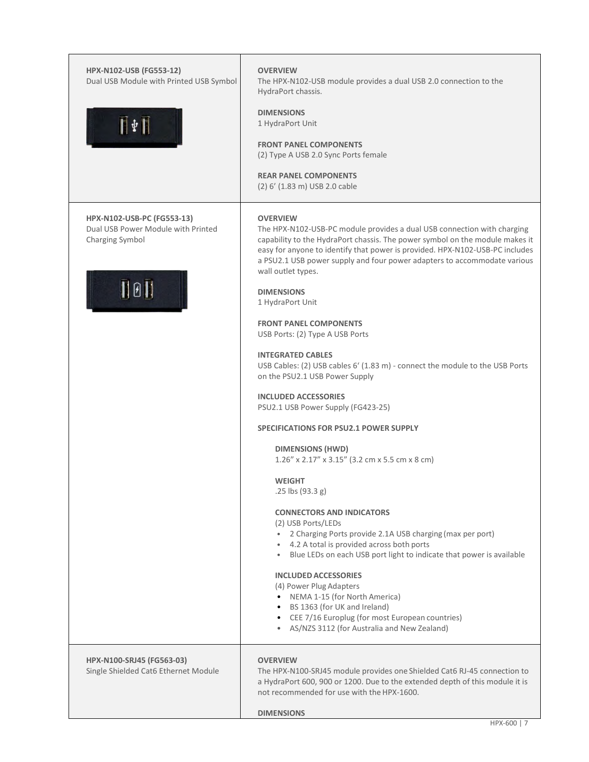**HPX-N102-USB (FG553-12)**
Dual USB Module with Printed USB Symbol

**OVERVIEW**
The HPX-N102-USB module provides a dual USB 2.0 connection to the HydraPort chassis.

**DIMENSIONS**
1 HydraPort Unit

**FRONT PANEL COMPONENTS**
(2) Type A USB 2.0 Sync Ports female

**REAR PANEL COMPONENTS**
(2) 6' (1.83 m) USB 2.0 cable

---

**HPX-N102-USB-PC (FG553-13)**
Dual USB Power Module with Printed Charging Symbol

**OVERVIEW**
The HPX-N102-USB-PC module provides a dual USB connection with charging capability to the HydraPort chassis. The power symbol on the module makes it easy for anyone to identify that power is provided. HPX-N102-USB-PC includes a PSU2.1 USB power supply and four power adapters to accommodate various wall outlet types.

**DIMENSIONS**
1 HydraPort Unit

**FRONT PANEL COMPONENTS**
USB Ports: (2) Type A USB Ports

**INTEGRATED CABLES**
USB Cables: (2) USB cables 6' (1.83 m) - connect the module to the USB Ports on the PSU2.1 USB Power Supply

**INCLUDED ACCESSORIES**
PSU2.1 USB Power Supply (FG423-25)

**SPECIFICATIONS FOR PSU2.1 POWER SUPPLY**

**DIMENSIONS (HWD)**
1.26" x 2.17" x 3.15" (3.2 cm x 5.5 cm x 8 cm)

**WEIGHT**
.25 lbs (93.3 g)

**CONNECTORS AND INDICATORS**
(2) USB Ports/LEDs
- 2 Charging Ports provide 2.1A USB charging (max per port)
- 4.2 A total is provided across both ports
- Blue LEDs on each USB port light to indicate that power is available

**INCLUDED ACCESSORIES**
(4) Power Plug Adapters
- NEMA 1-15 (for North America)
- BS 1363 (for UK and Ireland)
- CEE 7/16 Europlug (for most European countries)
- AS/NZS 3112 (for Australia and New Zealand)

---

**HPX-N100-SRJ45 (FG563-03)**
Single Shielded Cat6 Ethernet Module

**OVERVIEW**
The HPX-N100-SRJ45 module provides one Shielded Cat6 RJ-45 connection to a HydraPort 600, 900 or 1200. Due to the extended depth of this module it is not recommended for use with the HPX-1600.

**DIMENSIONS**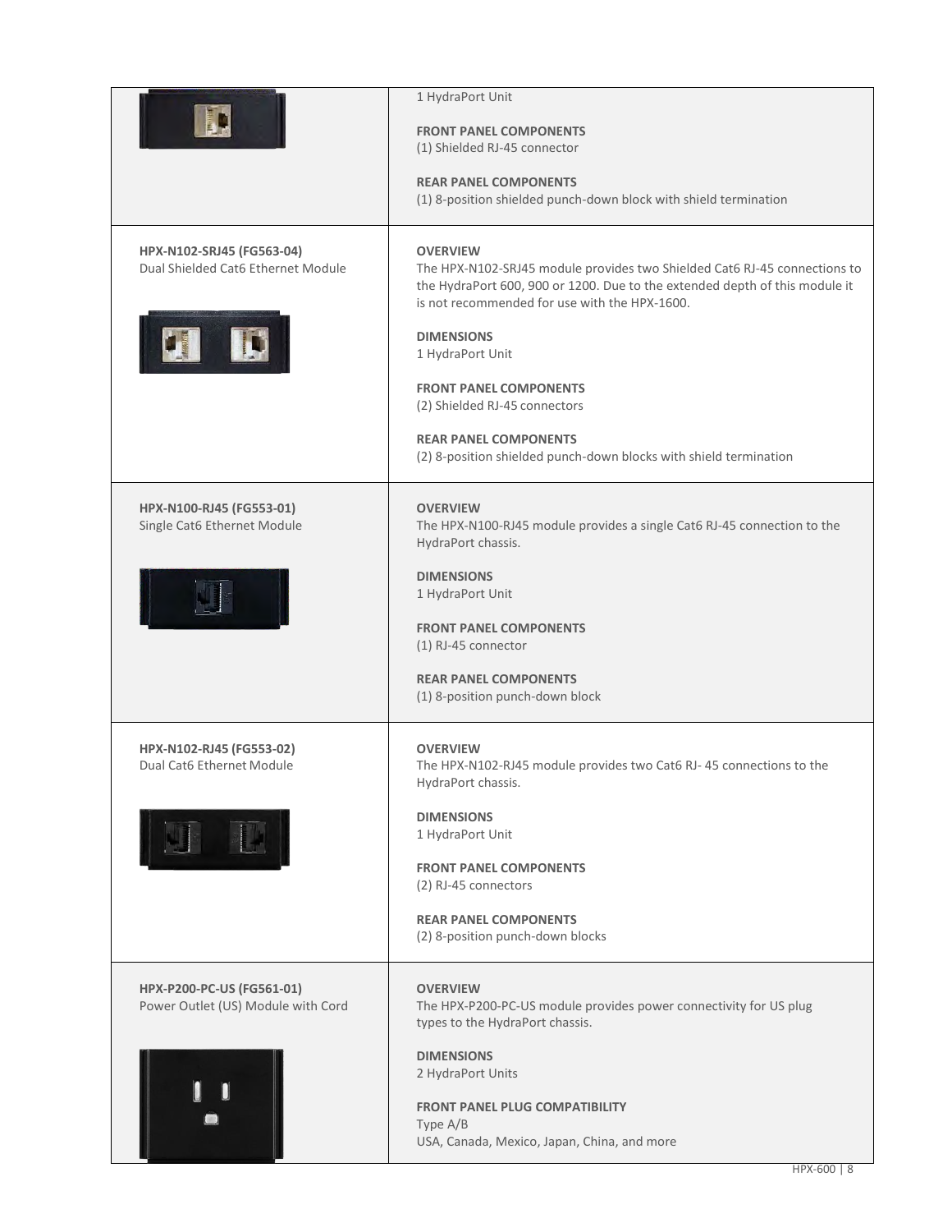| | |
|---|---|
| | 1 HydraPort Unit<br><br>**FRONT PANEL COMPONENTS**<br>(1) Shielded RJ-45 connector<br><br>**REAR PANEL COMPONENTS**<br>(1) 8-position shielded punch-down block with shield termination |
| **HPX-N102-SRJ45 (FG563-04)**<br>Dual Shielded Cat6 Ethernet Module | **OVERVIEW**<br>The HPX-N102-SRJ45 module provides two Shielded Cat6 RJ-45 connections to the HydraPort 600, 900 or 1200. Due to the extended depth of this module it is not recommended for use with the HPX-1600.<br><br>**DIMENSIONS**<br>1 HydraPort Unit<br><br>**FRONT PANEL COMPONENTS**<br>(2) Shielded RJ-45 connectors<br><br>**REAR PANEL COMPONENTS**<br>(2) 8-position shielded punch-down blocks with shield termination |
| **HPX-N100-RJ45 (FG553-01)**<br>Single Cat6 Ethernet Module | **OVERVIEW**<br>The HPX-N100-RJ45 module provides a single Cat6 RJ-45 connection to the HydraPort chassis.<br><br>**DIMENSIONS**<br>1 HydraPort Unit<br><br>**FRONT PANEL COMPONENTS**<br>(1) RJ-45 connector<br><br>**REAR PANEL COMPONENTS**<br>(1) 8-position punch-down block |
| **HPX-N102-RJ45 (FG553-02)**<br>Dual Cat6 Ethernet Module | **OVERVIEW**<br>The HPX-N102-RJ45 module provides two Cat6 RJ- 45 connections to the HydraPort chassis.<br><br>**DIMENSIONS**<br>1 HydraPort Unit<br><br>**FRONT PANEL COMPONENTS**<br>(2) RJ-45 connectors<br><br>**REAR PANEL COMPONENTS**<br>(2) 8-position punch-down blocks |
| **HPX-P200-PC-US (FG561-01)**<br>Power Outlet (US) Module with Cord | **OVERVIEW**<br>The HPX-P200-PC-US module provides power connectivity for US plug types to the HydraPort chassis.<br><br>**DIMENSIONS**<br>2 HydraPort Units<br><br>**FRONT PANEL PLUG COMPATIBILITY**<br>Type A/B<br>USA, Canada, Mexico, Japan, China, and more |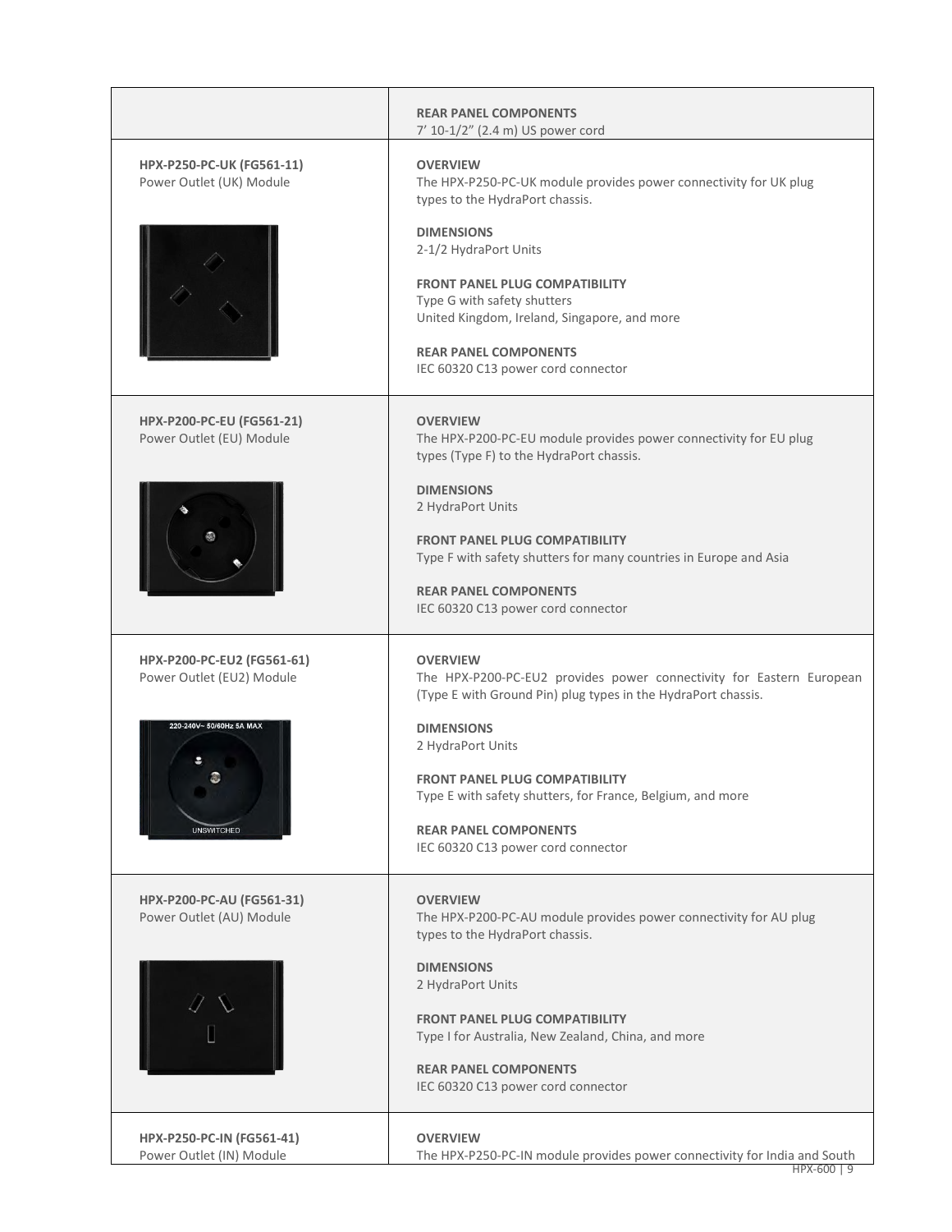| | |
|---|---|
| | **REAR PANEL COMPONENTS**<br>7′ 10-1/2″ (2.4 m) US power cord |
| **HPX-P250-PC-UK (FG561-11)**<br>Power Outlet (UK) Module | **OVERVIEW**<br>The HPX-P250-PC-UK module provides power connectivity for UK plug types to the HydraPort chassis.<br><br>**DIMENSIONS**<br>2-1/2 HydraPort Units<br><br>**FRONT PANEL PLUG COMPATIBILITY**<br>Type G with safety shutters<br>United Kingdom, Ireland, Singapore, and more<br><br>**REAR PANEL COMPONENTS**<br>IEC 60320 C13 power cord connector |
| **HPX-P200-PC-EU (FG561-21)**<br>Power Outlet (EU) Module | **OVERVIEW**<br>The HPX-P200-PC-EU module provides power connectivity for EU plug types (Type F) to the HydraPort chassis.<br><br>**DIMENSIONS**<br>2 HydraPort Units<br><br>**FRONT PANEL PLUG COMPATIBILITY**<br>Type F with safety shutters for many countries in Europe and Asia<br><br>**REAR PANEL COMPONENTS**<br>IEC 60320 C13 power cord connector |
| **HPX-P200-PC-EU2 (FG561-61)**<br>Power Outlet (EU2) Module | **OVERVIEW**<br>The HPX-P200-PC-EU2 provides power connectivity for Eastern European (Type E with Ground Pin) plug types in the HydraPort chassis.<br><br>**DIMENSIONS**<br>2 HydraPort Units<br><br>**FRONT PANEL PLUG COMPATIBILITY**<br>Type E with safety shutters, for France, Belgium, and more<br><br>**REAR PANEL COMPONENTS**<br>IEC 60320 C13 power cord connector |
| **HPX-P200-PC-AU (FG561-31)**<br>Power Outlet (AU) Module | **OVERVIEW**<br>The HPX-P200-PC-AU module provides power connectivity for AU plug types to the HydraPort chassis.<br><br>**DIMENSIONS**<br>2 HydraPort Units<br><br>**FRONT PANEL PLUG COMPATIBILITY**<br>Type I for Australia, New Zealand, China, and more<br><br>**REAR PANEL COMPONENTS**<br>IEC 60320 C13 power cord connector |
| **HPX-P250-PC-IN (FG561-41)**<br>Power Outlet (IN) Module | **OVERVIEW**<br>The HPX-P250-PC-IN module provides power connectivity for India and South |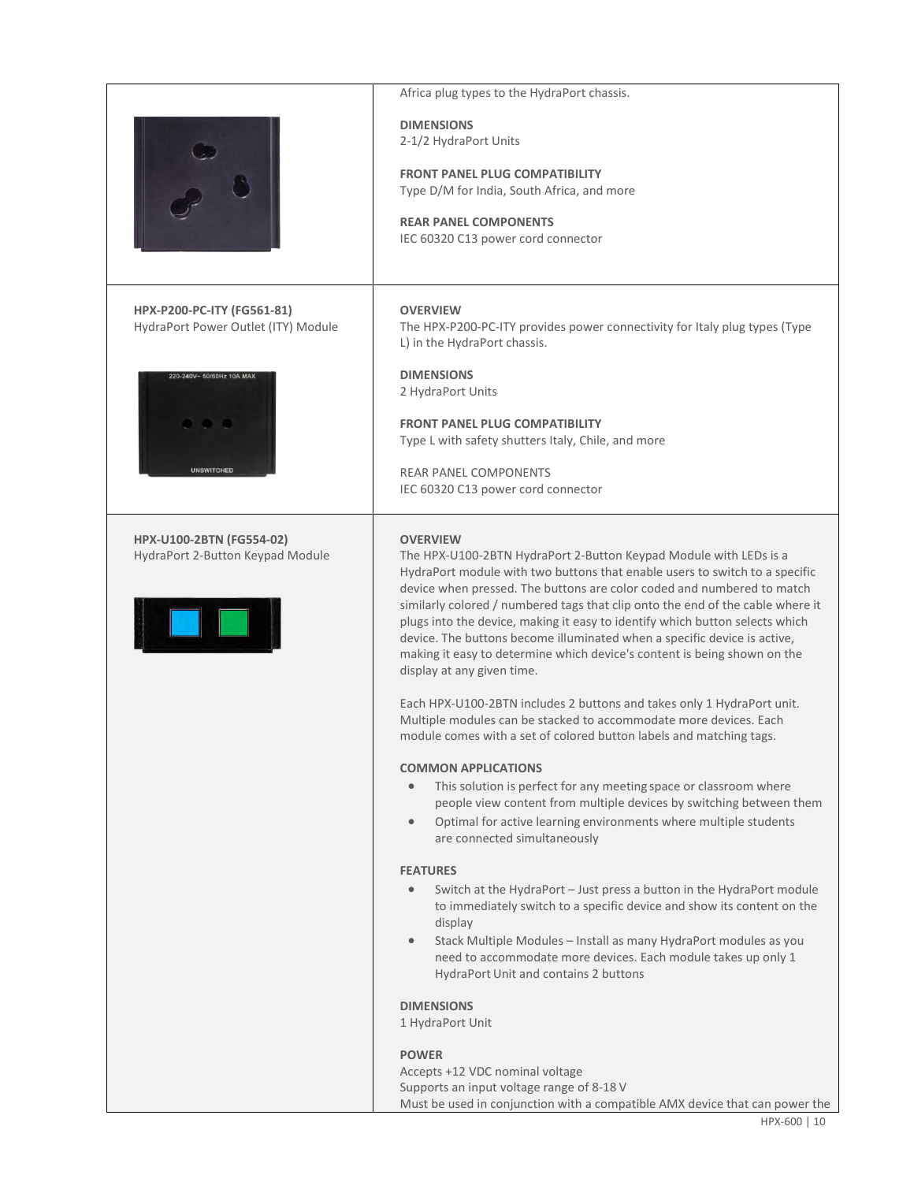| | |
|---|---|
| | Africa plug types to the HydraPort chassis.<br><br>**DIMENSIONS**<br>2-1/2 HydraPort Units<br><br>**FRONT PANEL PLUG COMPATIBILITY**<br>Type D/M for India, South Africa, and more<br><br>**REAR PANEL COMPONENTS**<br>IEC 60320 C13 power cord connector |
| **HPX-P200-PC-ITY (FG561-81)**<br>HydraPort Power Outlet (ITY) Module | **OVERVIEW**<br>The HPX-P200-PC-ITY provides power connectivity for Italy plug types (Type L) in the HydraPort chassis.<br><br>**DIMENSIONS**<br>2 HydraPort Units<br><br>**FRONT PANEL PLUG COMPATIBILITY**<br>Type L with safety shutters Italy, Chile, and more<br><br>REAR PANEL COMPONENTS<br>IEC 60320 C13 power cord connector |
| **HPX-U100-2BTN (FG554-02)**<br>HydraPort 2-Button Keypad Module | **OVERVIEW**<br>The HPX-U100-2BTN HydraPort 2-Button Keypad Module with LEDs is a HydraPort module with two buttons that enable users to switch to a specific device when pressed. The buttons are color coded and numbered to match similarly colored / numbered tags that clip onto the end of the cable where it plugs into the device, making it easy to identify which button selects which device. The buttons become illuminated when a specific device is active, making it easy to determine which device's content is being shown on the display at any given time.<br><br>Each HPX-U100-2BTN includes 2 buttons and takes only 1 HydraPort unit. Multiple modules can be stacked to accommodate more devices. Each module comes with a set of colored button labels and matching tags.<br><br>**COMMON APPLICATIONS**<br>• This solution is perfect for any meeting space or classroom where people view content from multiple devices by switching between them<br>• Optimal for active learning environments where multiple students are connected simultaneously<br><br>**FEATURES**<br>• Switch at the HydraPort – Just press a button in the HydraPort module to immediately switch to a specific device and show its content on the display<br>• Stack Multiple Modules – Install as many HydraPort modules as you need to accommodate more devices. Each module takes up only 1 HydraPort Unit and contains 2 buttons<br><br>**DIMENSIONS**<br>1 HydraPort Unit<br><br>**POWER**<br>Accepts +12 VDC nominal voltage<br>Supports an input voltage range of 8-18 V<br>Must be used in conjunction with a compatible AMX device that can power the |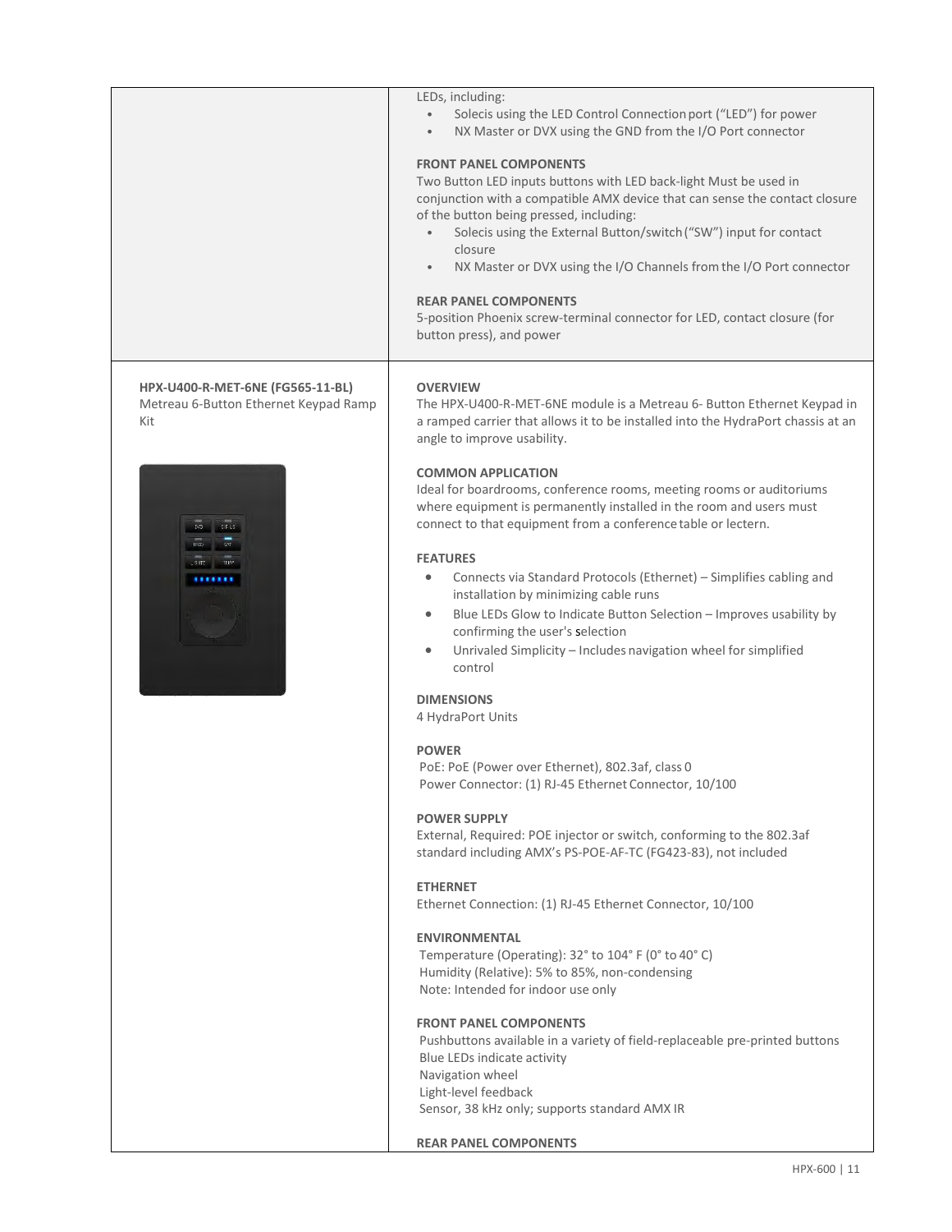| | |
|---|---|
| | LEDs, including:<br>• Solecis using the LED Control Connection port ("LED") for power<br>• NX Master or DVX using the GND from the I/O Port connector<br><br>**FRONT PANEL COMPONENTS**<br>Two Button LED inputs buttons with LED back-light Must be used in conjunction with a compatible AMX device that can sense the contact closure of the button being pressed, including:<br>• Solecis using the External Button/switch ("SW") input for contact closure<br>• NX Master or DVX using the I/O Channels from the I/O Port connector<br><br>**REAR PANEL COMPONENTS**<br>5-position Phoenix screw-terminal connector for LED, contact closure (for button press), and power |
| **HPX-U400-R-MET-6NE (FG565-11-BL)**<br>Metreau 6-Button Ethernet Keypad Ramp Kit | **OVERVIEW**<br>The HPX-U400-R-MET-6NE module is a Metreau 6- Button Ethernet Keypad in a ramped carrier that allows it to be installed into the HydraPort chassis at an angle to improve usability.<br><br>**COMMON APPLICATION**<br>Ideal for boardrooms, conference rooms, meeting rooms or auditoriums where equipment is permanently installed in the room and users must connect to that equipment from a conference table or lectern.<br><br>**FEATURES**<br>• Connects via Standard Protocols (Ethernet) – Simplifies cabling and installation by minimizing cable runs<br>• Blue LEDs Glow to Indicate Button Selection – Improves usability by confirming the user's selection<br>• Unrivaled Simplicity – Includes navigation wheel for simplified control<br><br>**DIMENSIONS**<br>4 HydraPort Units<br><br>**POWER**<br>PoE: PoE (Power over Ethernet), 802.3af, class 0<br>Power Connector: (1) RJ-45 Ethernet Connector, 10/100<br><br>**POWER SUPPLY**<br>External, Required: POE injector or switch, conforming to the 802.3af standard including AMX's PS-POE-AF-TC (FG423-83), not included<br><br>**ETHERNET**<br>Ethernet Connection: (1) RJ-45 Ethernet Connector, 10/100<br><br>**ENVIRONMENTAL**<br>Temperature (Operating): 32° to 104° F (0° to 40° C)<br>Humidity (Relative): 5% to 85%, non-condensing<br>Note: Intended for indoor use only<br><br>**FRONT PANEL COMPONENTS**<br>Pushbuttons available in a variety of field-replaceable pre-printed buttons<br>Blue LEDs indicate activity<br>Navigation wheel<br>Light-level feedback<br>Sensor, 38 kHz only; supports standard AMX IR<br><br>**REAR PANEL COMPONENTS** |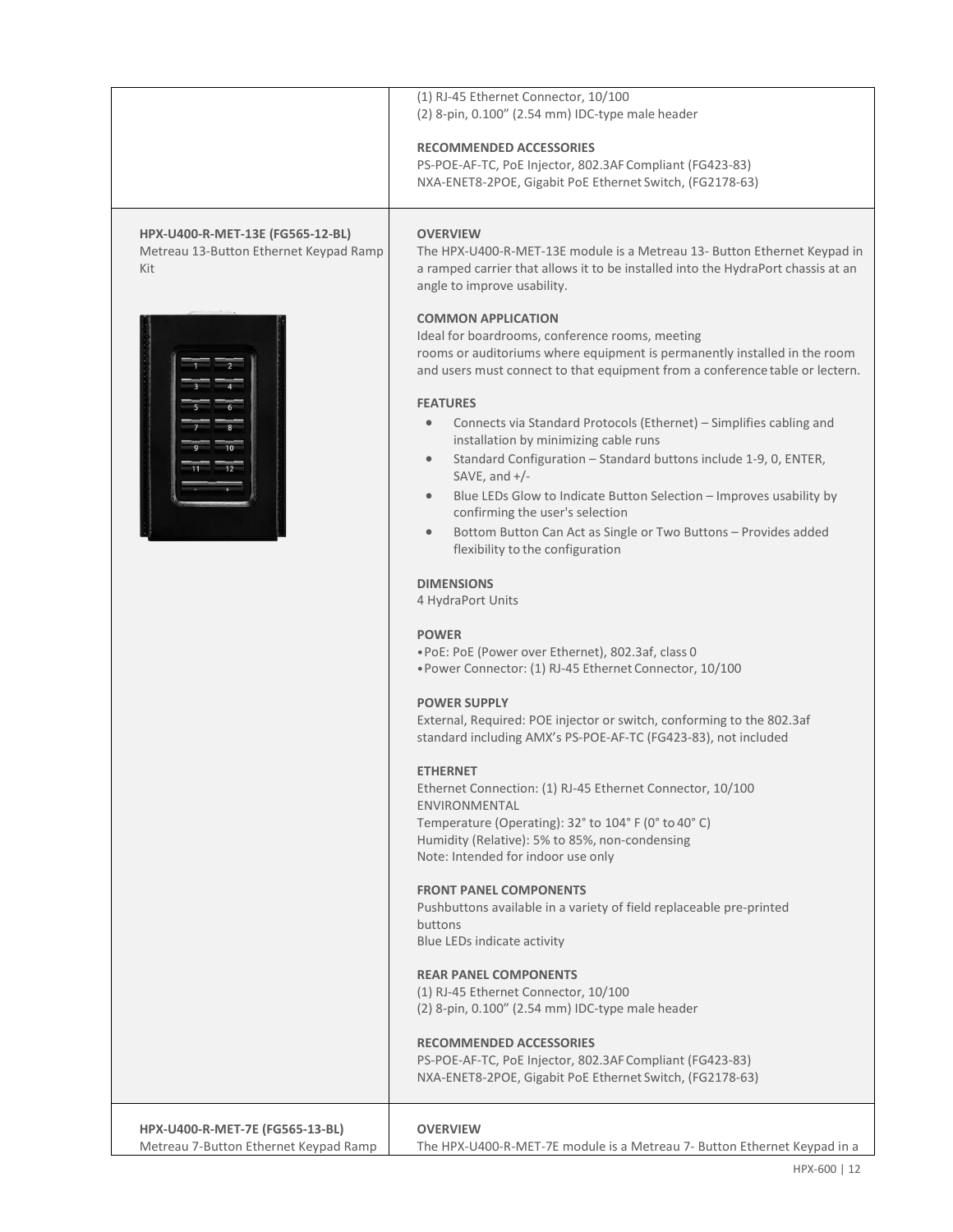| | |
|---|---|
| | (1) RJ-45 Ethernet Connector, 10/100<br>(2) 8-pin, 0.100" (2.54 mm) IDC-type male header<br><br>**RECOMMENDED ACCESSORIES**<br>PS-POE-AF-TC, PoE Injector, 802.3AF Compliant (FG423-83)<br>NXA-ENET8-2POE, Gigabit PoE Ethernet Switch, (FG2178-63) |
| **HPX-U400-R-MET-13E (FG565-12-BL)**<br>Metreau 13-Button Ethernet Keypad Ramp Kit | **OVERVIEW**<br>The HPX-U400-R-MET-13E module is a Metreau 13- Button Ethernet Keypad in a ramped carrier that allows it to be installed into the HydraPort chassis at an angle to improve usability.<br><br>**COMMON APPLICATION**<br>Ideal for boardrooms, conference rooms, meeting rooms or auditoriums where equipment is permanently installed in the room and users must connect to that equipment from a conference table or lectern.<br><br>**FEATURES**<br>• Connects via Standard Protocols (Ethernet) – Simplifies cabling and installation by minimizing cable runs<br>• Standard Configuration – Standard buttons include 1-9, 0, ENTER, SAVE, and +/-<br>• Blue LEDs Glow to Indicate Button Selection – Improves usability by confirming the user's selection<br>• Bottom Button Can Act as Single or Two Buttons – Provides added flexibility to the configuration<br><br>**DIMENSIONS**<br>4 HydraPort Units<br><br>**POWER**<br>• PoE: PoE (Power over Ethernet), 802.3af, class 0<br>• Power Connector: (1) RJ-45 Ethernet Connector, 10/100<br><br>**POWER SUPPLY**<br>External, Required: POE injector or switch, conforming to the 802.3af standard including AMX's PS-POE-AF-TC (FG423-83), not included<br><br>**ETHERNET**<br>Ethernet Connection: (1) RJ-45 Ethernet Connector, 10/100<br>ENVIRONMENTAL<br>Temperature (Operating): 32° to 104° F (0° to 40° C)<br>Humidity (Relative): 5% to 85%, non-condensing<br>Note: Intended for indoor use only<br><br>**FRONT PANEL COMPONENTS**<br>Pushbuttons available in a variety of field replaceable pre-printed buttons<br>Blue LEDs indicate activity<br><br>**REAR PANEL COMPONENTS**<br>(1) RJ-45 Ethernet Connector, 10/100<br>(2) 8-pin, 0.100" (2.54 mm) IDC-type male header<br><br>**RECOMMENDED ACCESSORIES**<br>PS-POE-AF-TC, PoE Injector, 802.3AF Compliant (FG423-83)<br>NXA-ENET8-2POE, Gigabit PoE Ethernet Switch, (FG2178-63) |
| **HPX-U400-R-MET-7E (FG565-13-BL)**<br>Metreau 7-Button Ethernet Keypad Ramp | **OVERVIEW**<br>The HPX-U400-R-MET-7E module is a Metreau 7- Button Ethernet Keypad in a |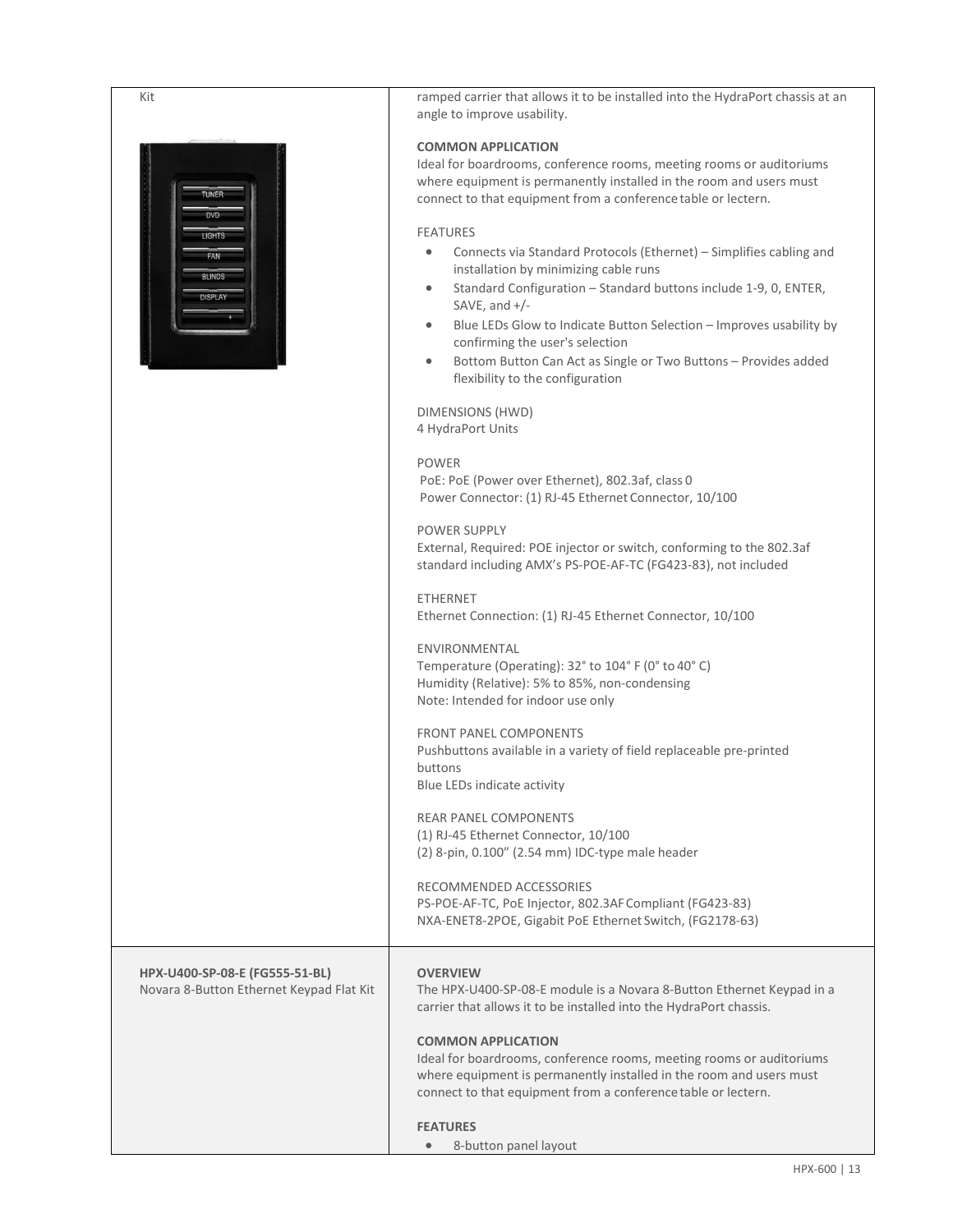| | |
|---|---|
| Kit | ramped carrier that allows it to be installed into the HydraPort chassis at an angle to improve usability.<br><br>**COMMON APPLICATION**<br>Ideal for boardrooms, conference rooms, meeting rooms or auditoriums where equipment is permanently installed in the room and users must connect to that equipment from a conference table or lectern.<br><br>FEATURES<br>• Connects via Standard Protocols (Ethernet) – Simplifies cabling and installation by minimizing cable runs<br>• Standard Configuration – Standard buttons include 1-9, 0, ENTER, SAVE, and +/-<br>• Blue LEDs Glow to Indicate Button Selection – Improves usability by confirming the user's selection<br>• Bottom Button Can Act as Single or Two Buttons – Provides added flexibility to the configuration<br><br>DIMENSIONS (HWD)<br>4 HydraPort Units<br><br>POWER<br>PoE: PoE (Power over Ethernet), 802.3af, class 0<br>Power Connector: (1) RJ-45 Ethernet Connector, 10/100<br><br>POWER SUPPLY<br>External, Required: POE injector or switch, conforming to the 802.3af standard including AMX's PS-POE-AF-TC (FG423-83), not included<br><br>ETHERNET<br>Ethernet Connection: (1) RJ-45 Ethernet Connector, 10/100<br><br>ENVIRONMENTAL<br>Temperature (Operating): 32° to 104° F (0° to 40° C)<br>Humidity (Relative): 5% to 85%, non-condensing<br>Note: Intended for indoor use only<br><br>FRONT PANEL COMPONENTS<br>Pushbuttons available in a variety of field replaceable pre-printed buttons<br>Blue LEDs indicate activity<br><br>REAR PANEL COMPONENTS<br>(1) RJ-45 Ethernet Connector, 10/100<br>(2) 8-pin, 0.100" (2.54 mm) IDC-type male header<br><br>RECOMMENDED ACCESSORIES<br>PS-POE-AF-TC, PoE Injector, 802.3AF Compliant (FG423-83)<br>NXA-ENET8-2POE, Gigabit PoE Ethernet Switch, (FG2178-63) |
| **HPX-U400-SP-08-E (FG555-51-BL)**<br>Novara 8-Button Ethernet Keypad Flat Kit | **OVERVIEW**<br>The HPX-U400-SP-08-E module is a Novara 8-Button Ethernet Keypad in a carrier that allows it to be installed into the HydraPort chassis.<br><br>**COMMON APPLICATION**<br>Ideal for boardrooms, conference rooms, meeting rooms or auditoriums where equipment is permanently installed in the room and users must connect to that equipment from a conference table or lectern.<br><br>**FEATURES**<br>• 8-button panel layout |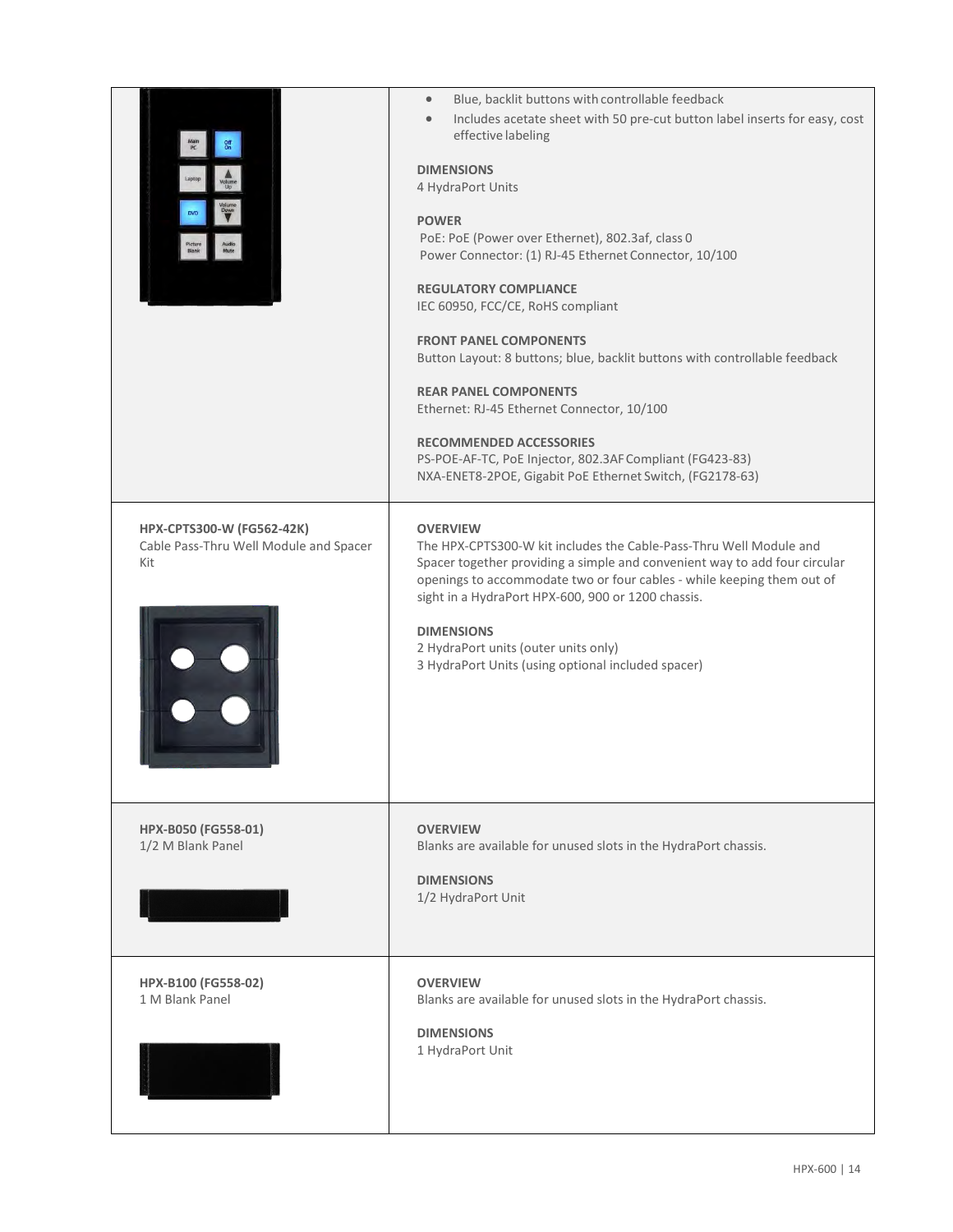| | |
|---|---|
| | - Blue, backlit buttons with controllable feedback<br>- Includes acetate sheet with 50 pre-cut button label inserts for easy, cost effective labeling<br><br>**DIMENSIONS**<br>4 HydraPort Units<br><br>**POWER**<br>PoE: PoE (Power over Ethernet), 802.3af, class 0<br>Power Connector: (1) RJ-45 Ethernet Connector, 10/100<br><br>**REGULATORY COMPLIANCE**<br>IEC 60950, FCC/CE, RoHS compliant<br><br>**FRONT PANEL COMPONENTS**<br>Button Layout: 8 buttons; blue, backlit buttons with controllable feedback<br><br>**REAR PANEL COMPONENTS**<br>Ethernet: RJ-45 Ethernet Connector, 10/100<br><br>**RECOMMENDED ACCESSORIES**<br>PS-POE-AF-TC, PoE Injector, 802.3AF Compliant (FG423-83)<br>NXA-ENET8-2POE, Gigabit PoE Ethernet Switch, (FG2178-63) |
| **HPX-CPTS300-W (FG562-42K)**<br>Cable Pass-Thru Well Module and Spacer Kit | **OVERVIEW**<br>The HPX-CPTS300-W kit includes the Cable-Pass-Thru Well Module and Spacer together providing a simple and convenient way to add four circular openings to accommodate two or four cables - while keeping them out of sight in a HydraPort HPX-600, 900 or 1200 chassis.<br><br>**DIMENSIONS**<br>2 HydraPort units (outer units only)<br>3 HydraPort Units (using optional included spacer) |
| **HPX-B050 (FG558-01)**<br>1/2 M Blank Panel | **OVERVIEW**<br>Blanks are available for unused slots in the HydraPort chassis.<br><br>**DIMENSIONS**<br>1/2 HydraPort Unit |
| **HPX-B100 (FG558-02)**<br>1 M Blank Panel | **OVERVIEW**<br>Blanks are available for unused slots in the HydraPort chassis.<br><br>**DIMENSIONS**<br>1 HydraPort Unit |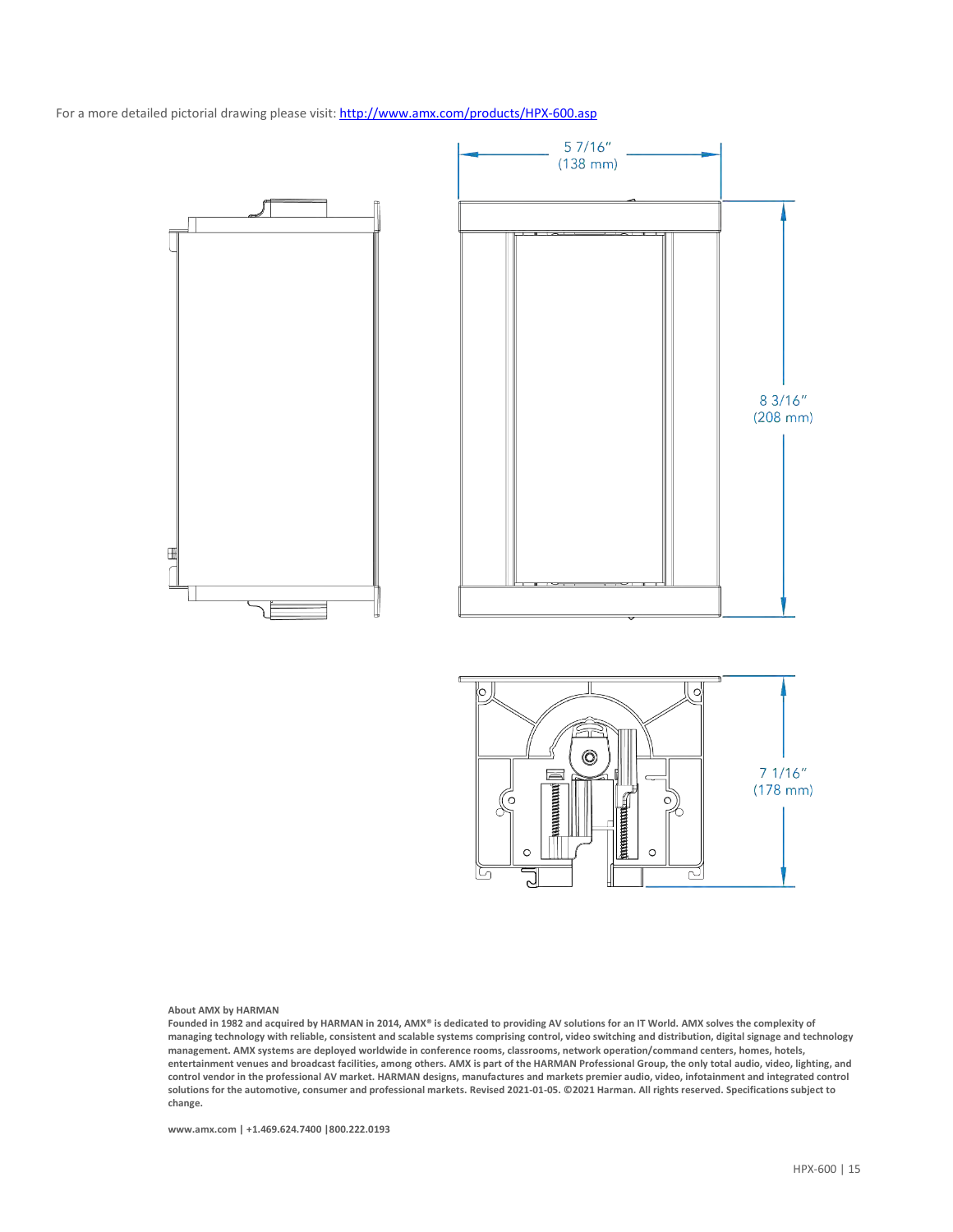For a more detailed pictorial drawing please visit: [http://www.amx.com/products/HPX-600.asp](http://www.amx.com/products/HPX-600.asp)

5 7/16"
(138 mm)

8 3/16"
(208 mm)

7 1/16"
(178 mm)

**About AMX by HARMAN**

**Founded in 1982 and acquired by HARMAN in 2014, AMX® is dedicated to providing AV solutions for an IT World. AMX solves the complexity of managing technology with reliable, consistent and scalable systems comprising control, video switching and distribution, digital signage and technology management. AMX systems are deployed worldwide in conference rooms, classrooms, network operation/command centers, homes, hotels, entertainment venues and broadcast facilities, among others. AMX is part of the HARMAN Professional Group, the only total audio, video, lighting, and control vendor in the professional AV market. HARMAN designs, manufactures and markets premier audio, video, infotainment and integrated control solutions for the automotive, consumer and professional markets. Revised 2021-01-05. ©2021 Harman. All rights reserved. Specifications subject to change.**

**www.amx.com | +1.469.624.7400 |800.222.0193**